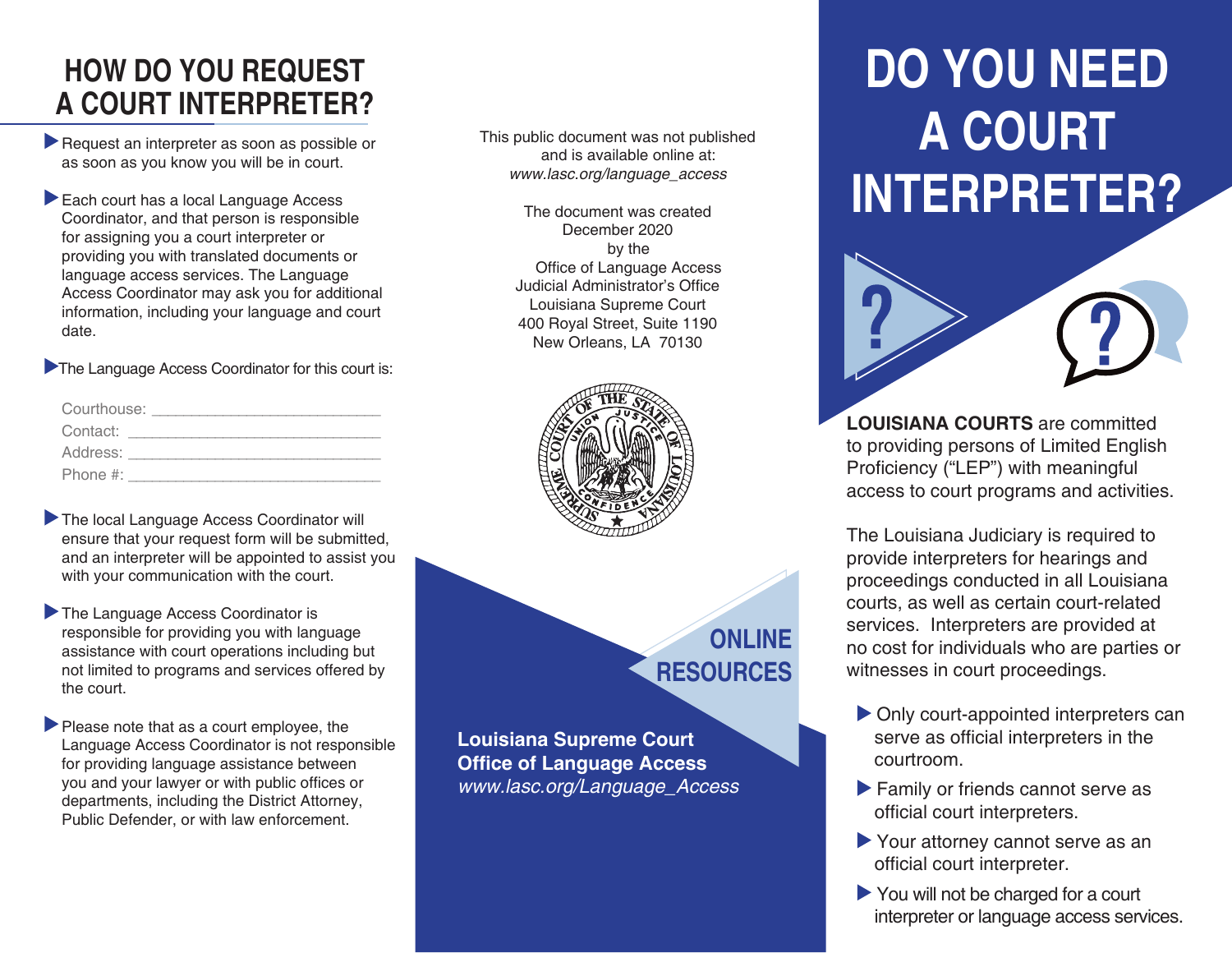# DO YOU NEED A COURT INTERPRETER?

**LOUISIANA COURTS** are committed to providing persons of Limited English Proficiency ("LEP") with meaningful access to court programs and activities.

The Louisiana Judiciary is required to provide interpreters for hearings and proceedings conducted in all Louisiana courts, as well as certain court-related services. Interpreters are provided at no cost for individuals who are parties or witnesses in court proceedings.

- Only court-appointed interpreters can serve as official interpreters in the courtroom.
- Family or friends cannot serve as official court interpreters.
- Your attorney cannot serve as an official court interpreter.
- You will not be charged for a court interpreter or language access services.

## HOW DO YOU REQUEST A COURT INTERPRETER?

- Request an interpreter as soon as possible or as soon as you know you will be in court.
- Each court has a local Language Access Coordinator, and that person is responsible for assigning you a court interpreter or providing you with translated documents or language access services. The Language Access Coordinator may ask you for additional information, including your language and court date.
- The Language Access Coordinator for this court is:

Courthouse: ___________________________
Contact: ______________________________
Address: ______________________________
Phone #: ______________________________

- The local Language Access Coordinator will ensure that your request form will be submitted, and an interpreter will be appointed to assist you with your communication with the court.
- The Language Access Coordinator is responsible for providing you with language assistance with court operations including but not limited to programs and services offered by the court.
- Please note that as a court employee, the Language Access Coordinator is not responsible for providing language assistance between you and your lawyer or with public offices or departments, including the District Attorney, Public Defender, or with law enforcement.

This public document was not published and is available online at:
*www.lasc.org/language_access*

The document was created December 2020 by the Office of Language Access
Judicial Administrator's Office
Louisiana Supreme Court
400 Royal Street, Suite 1190
New Orleans, LA 70130

## ONLINE RESOURCES

**Louisiana Supreme Court**
**Office of Language Access**
*www.lasc.org/Language_Access*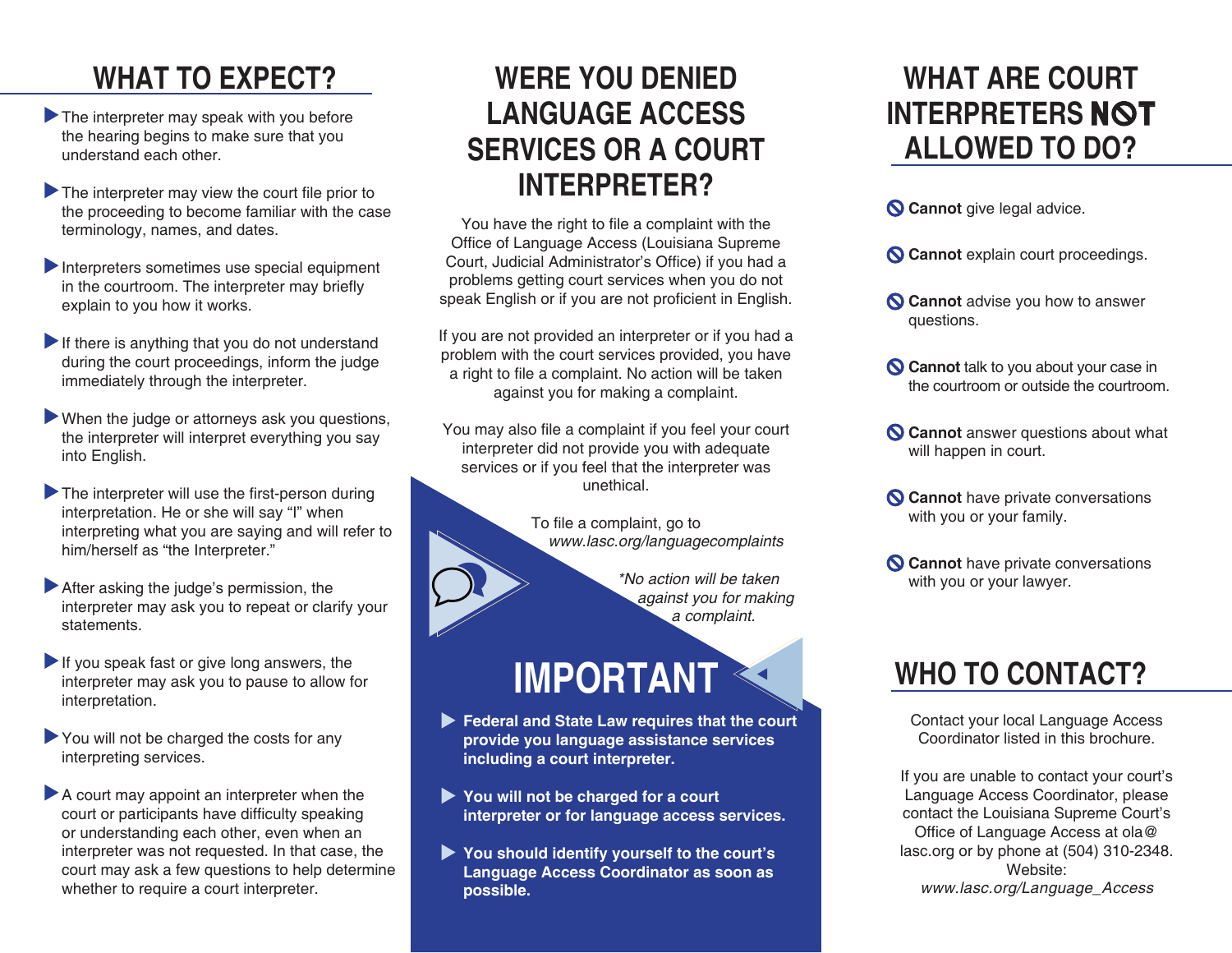## WHAT TO EXPECT?

- The interpreter may speak with you before the hearing begins to make sure that you understand each other.
- The interpreter may view the court file prior to the proceeding to become familiar with the case terminology, names, and dates.
- Interpreters sometimes use special equipment in the courtroom. The interpreter may briefly explain to you how it works.
- If there is anything that you do not understand during the court proceedings, inform the judge immediately through the interpreter.
- When the judge or attorneys ask you questions, the interpreter will interpret everything you say into English.
- The interpreter will use the first-person during interpretation. He or she will say "I" when interpreting what you are saying and will refer to him/herself as "the Interpreter."
- After asking the judge's permission, the interpreter may ask you to repeat or clarify your statements.
- If you speak fast or give long answers, the interpreter may ask you to pause to allow for interpretation.
- You will not be charged the costs for any interpreting services.
- A court may appoint an interpreter when the court or participants have difficulty speaking or understanding each other, even when an interpreter was not requested. In that case, the court may ask a few questions to help determine whether to require a court interpreter.

## WERE YOU DENIED LANGUAGE ACCESS SERVICES OR A COURT INTERPRETER?

You have the right to file a complaint with the Office of Language Access (Louisiana Supreme Court, Judicial Administrator's Office) if you had a problems getting court services when you do not speak English or if you are not proficient in English.

If you are not provided an interpreter or if you had a problem with the court services provided, you have a right to file a complaint. No action will be taken against you for making a complaint.

You may also file a complaint if you feel your court interpreter did not provide you with adequate services or if you feel that the interpreter was unethical.

To file a complaint, go to *www.lasc.org/languagecomplaints*

**No action will be taken against you for making a complaint.*

## IMPORTANT

- **Federal and State Law requires that the court provide you language assistance services including a court interpreter.**
- **You will not be charged for a court interpreter or for language access services.**
- **You should identify yourself to the court's Language Access Coordinator as soon as possible.**

## WHAT ARE COURT INTERPRETERS NOT ALLOWED TO DO?

- **Cannot** give legal advice.
- **Cannot** explain court proceedings.
- **Cannot** advise you how to answer questions.
- **Cannot** talk to you about your case in the courtroom or outside the courtroom.
- **Cannot** answer questions about what will happen in court.
- **Cannot** have private conversations with you or your family.
- **Cannot** have private conversations with you or your lawyer.

## WHO TO CONTACT?

Contact your local Language Access Coordinator listed in this brochure.

If you are unable to contact your court's Language Access Coordinator, please contact the Louisiana Supreme Court's Office of Language Access at ola@lasc.org or by phone at (504) 310-2348.
Website:
*www.lasc.org/Language_Access*